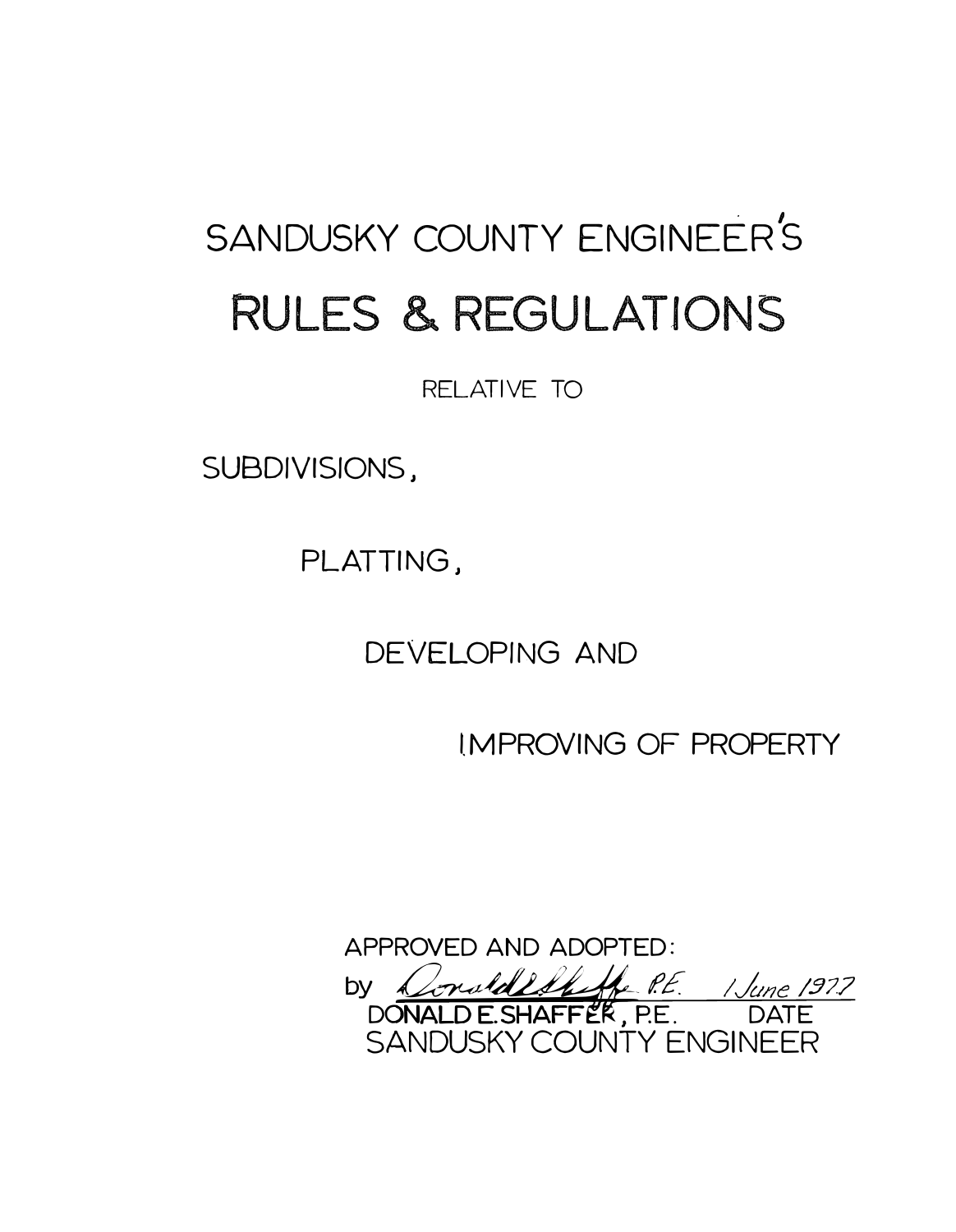# SANDUSKY COUNTY ENGINEER'S

# RULES & REGULATIONS

RELATIVE TO

SUBDIVISIONS,

PLATTING,

DEVELOPING AND

IMPROVING OF PROPERTY

APPROVED AND ADOPTED:

by *Donald E. Shaffer P.E.* *1 June 1977*

DONALD E. SHAFFER, P.E. DATE

SANDUSKY COUNTY ENGINEER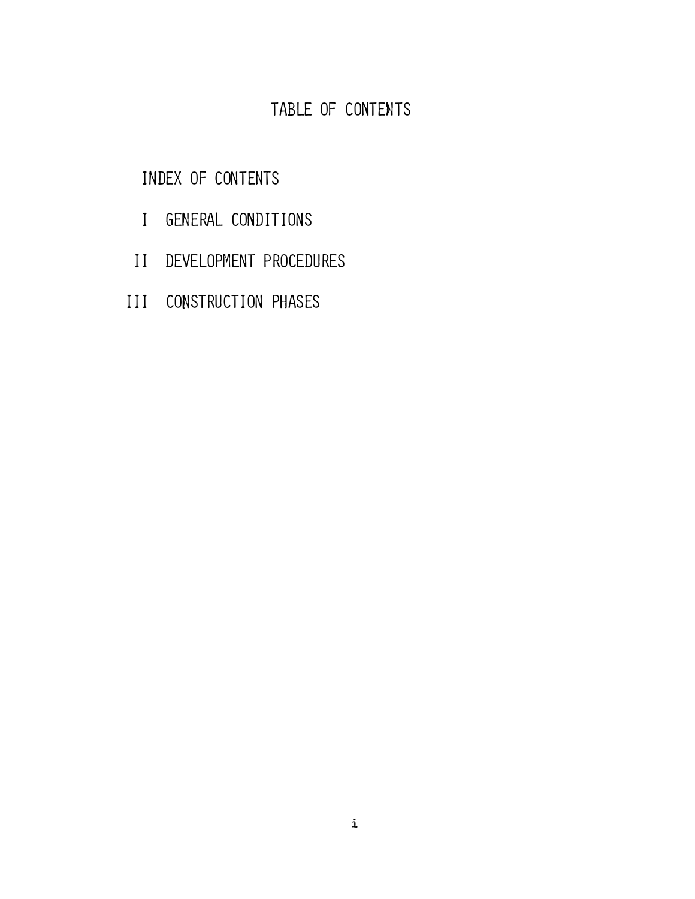# TABLE OF CONTENTS

INDEX OF CONTENTS

I GENERAL CONDITIONS

II DEVELOPMENT PROCEDURES

III CONSTRUCTION PHASES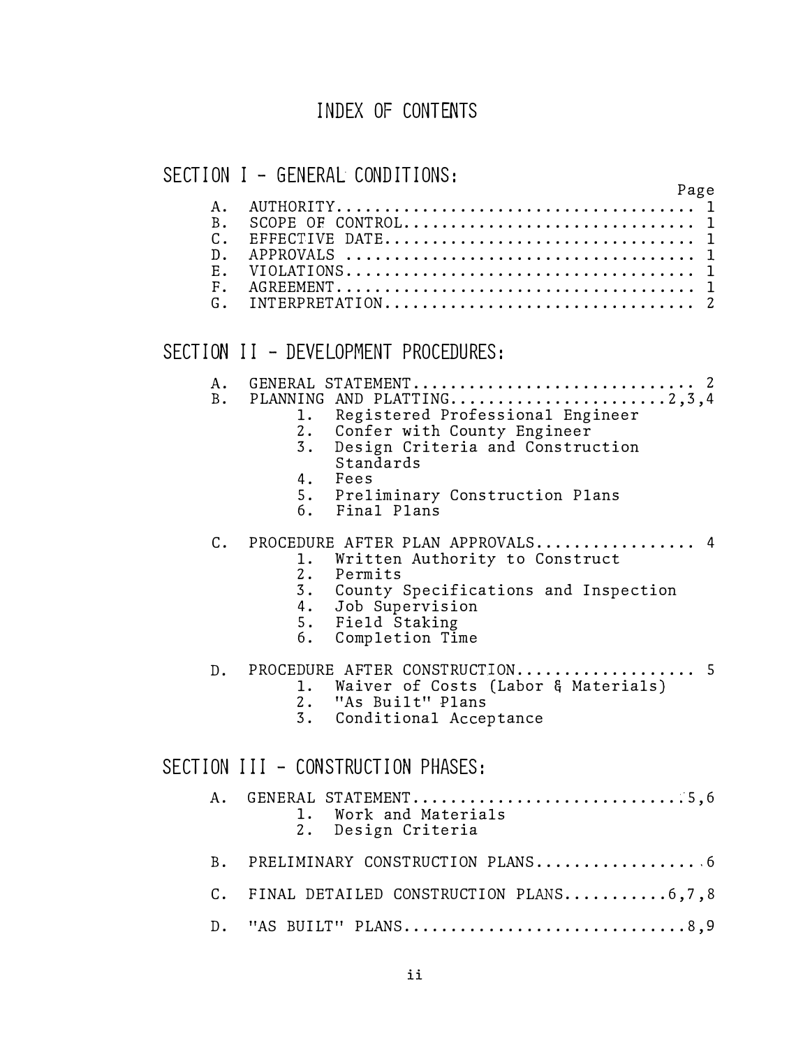# INDEX OF CONTENTS

## SECTION I - GENERAL CONDITIONS:

| | | Page |
|---|---|---|
| A. | AUTHORITY | 1 |
| B. | SCOPE OF CONTROL | 1 |
| C. | EFFECTIVE DATE | 1 |
| D. | APPROVALS | 1 |
| E. | VIOLATIONS | 1 |
| F. | AGREEMENT | 1 |
| G. | INTERPRETATION | 2 |

## SECTION II - DEVELOPMENT PROCEDURES:

A. GENERAL STATEMENT.............................. 2

B. PLANNING AND PLATTING.......................2,3,4
   1. Registered Professional Engineer
   2. Confer with County Engineer
   3. Design Criteria and Construction Standards
   4. Fees
   5. Preliminary Construction Plans
   6. Final Plans

C. PROCEDURE AFTER PLAN APPROVALS................. 4
   1. Written Authority to Construct
   2. Permits
   3. County Specifications and Inspection
   4. Job Supervision
   5. Field Staking
   6. Completion Time

D. PROCEDURE AFTER CONSTRUCTION................... 5
   1. Waiver of Costs (Labor & Materials)
   2. "As Built" Plans
   3. Conditional Acceptance

## SECTION III - CONSTRUCTION PHASES:

A. GENERAL STATEMENT.............................5,6
   1. Work and Materials
   2. Design Criteria

B. PRELIMINARY CONSTRUCTION PLANS.................6

C. FINAL DETAILED CONSTRUCTION PLANS...........6,7,8

D. "AS BUILT" PLANS.............................8,9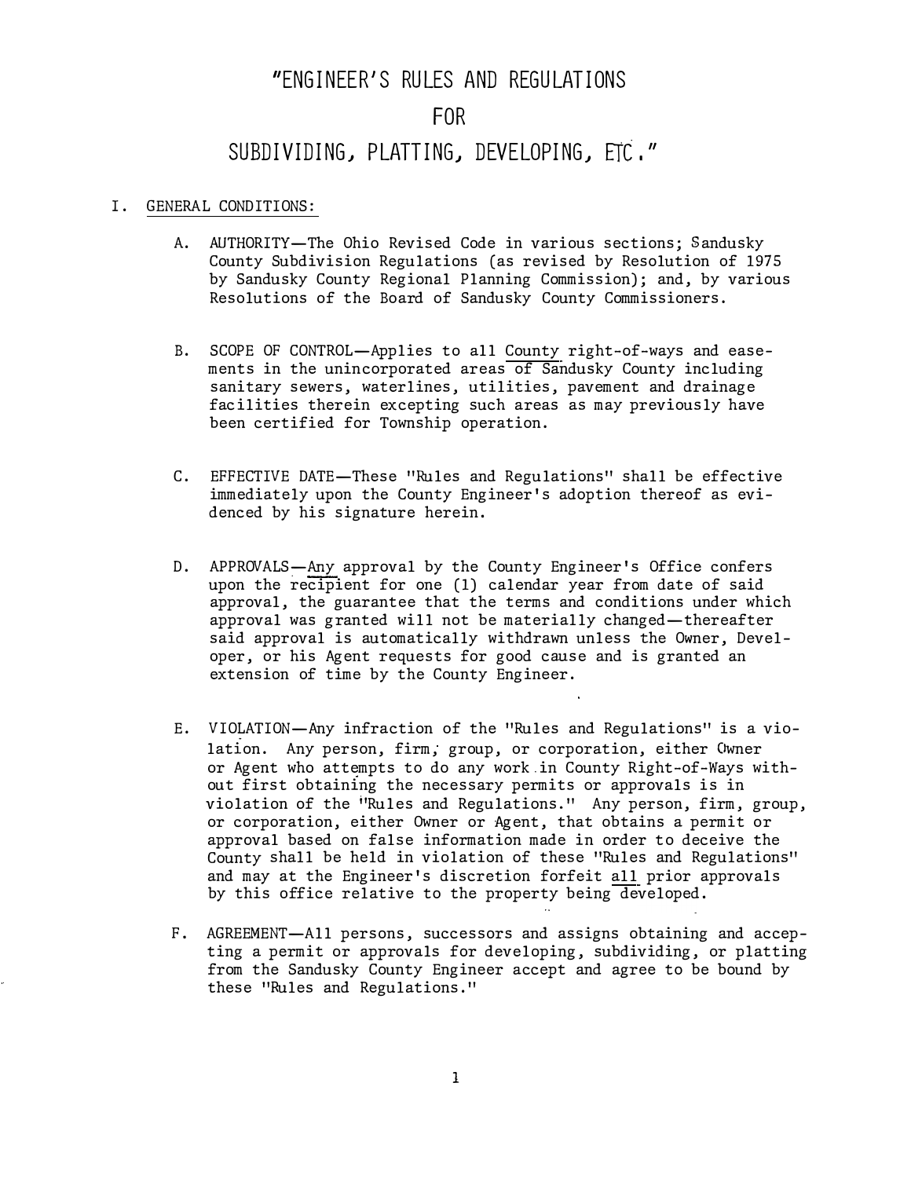# "ENGINEER'S RULES AND REGULATIONS

# FOR

# SUBDIVIDING, PLATTING, DEVELOPING, ETC."

## I. <u>GENERAL CONDITIONS:</u>

A. AUTHORITY—The Ohio Revised Code in various sections; Sandusky County Subdivision Regulations (as revised by Resolution of 1975 by Sandusky County Regional Planning Commission); and, by various Resolutions of the Board of Sandusky County Commissioners.

B. SCOPE OF CONTROL—Applies to all <u>County</u> right-of-ways and easements in the unincorporated areas of Sandusky County including sanitary sewers, waterlines, utilities, pavement and drainage facilities therein excepting such areas as may previously have been certified for Township operation.

C. EFFECTIVE DATE—These "Rules and Regulations" shall be effective immediately upon the County Engineer's adoption thereof as evidenced by his signature herein.

D. APPROVALS—<u>Any</u> approval by the County Engineer's Office confers upon the recipient for one (1) calendar year from date of said approval, the guarantee that the terms and conditions under which approval was granted will not be materially changed—thereafter said approval is automatically withdrawn unless the Owner, Developer, or his Agent requests for good cause and is granted an extension of time by the County Engineer.

E. VIOLATION—Any infraction of the "Rules and Regulations" is a violation. Any person, firm, group, or corporation, either Owner or Agent who attempts to do any work in County Right-of-Ways without first obtaining the necessary permits or approvals is in violation of the "Rules and Regulations." Any person, firm, group, or corporation, either Owner or Agent, that obtains a permit or approval based on false information made in order to deceive the County shall be held in violation of these "Rules and Regulations" and may at the Engineer's discretion forfeit <u>all</u> prior approvals by this office relative to the property being developed.

F. AGREEMENT—All persons, successors and assigns obtaining and accepting a permit or approvals for developing, subdividing, or platting from the Sandusky County Engineer accept and agree to be bound by these "Rules and Regulations."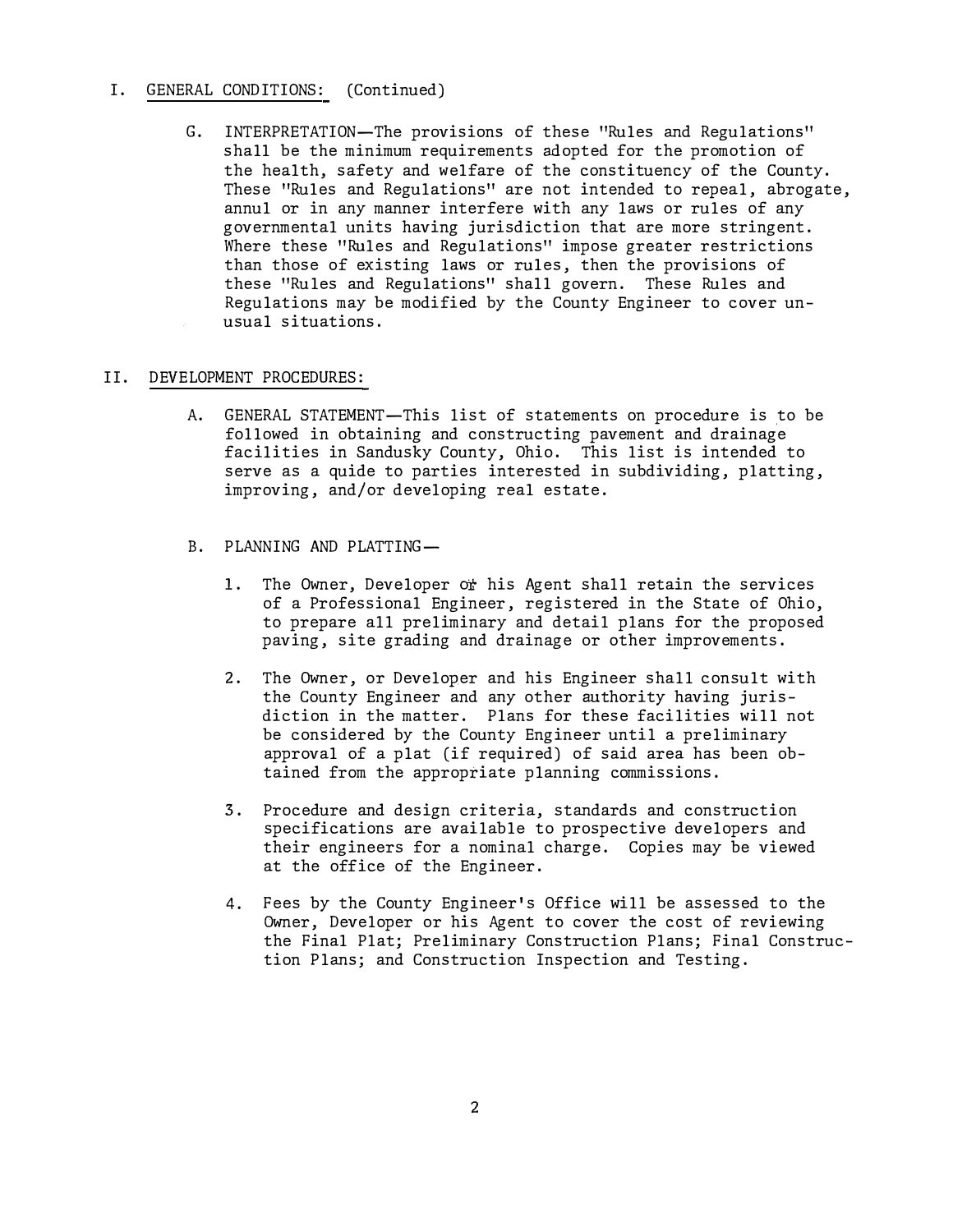## I. GENERAL CONDITIONS: (Continued)

G. INTERPRETATION—The provisions of these "Rules and Regulations" shall be the minimum requirements adopted for the promotion of the health, safety and welfare of the constituency of the County. These "Rules and Regulations" are not intended to repeal, abrogate, annul or in any manner interfere with any laws or rules of any governmental units having jurisdiction that are more stringent. Where these "Rules and Regulations" impose greater restrictions than those of existing laws or rules, then the provisions of these "Rules and Regulations" shall govern. These Rules and Regulations may be modified by the County Engineer to cover unusual situations.

## II. DEVELOPMENT PROCEDURES:

A. GENERAL STATEMENT—This list of statements on procedure is to be followed in obtaining and constructing pavement and drainage facilities in Sandusky County, Ohio. This list is intended to serve as a quide to parties interested in subdividing, platting, improving, and/or developing real estate.

B. PLANNING AND PLATTING—

1. The Owner, Developer or his Agent shall retain the services of a Professional Engineer, registered in the State of Ohio, to prepare all preliminary and detail plans for the proposed paving, site grading and drainage or other improvements.

2. The Owner, or Developer and his Engineer shall consult with the County Engineer and any other authority having jurisdiction in the matter. Plans for these facilities will not be considered by the County Engineer until a preliminary approval of a plat (if required) of said area has been obtained from the appropriate planning commissions.

3. Procedure and design criteria, standards and construction specifications are available to prospective developers and their engineers for a nominal charge. Copies may be viewed at the office of the Engineer.

4. Fees by the County Engineer's Office will be assessed to the Owner, Developer or his Agent to cover the cost of reviewing the Final Plat; Preliminary Construction Plans; Final Construction Plans; and Construction Inspection and Testing.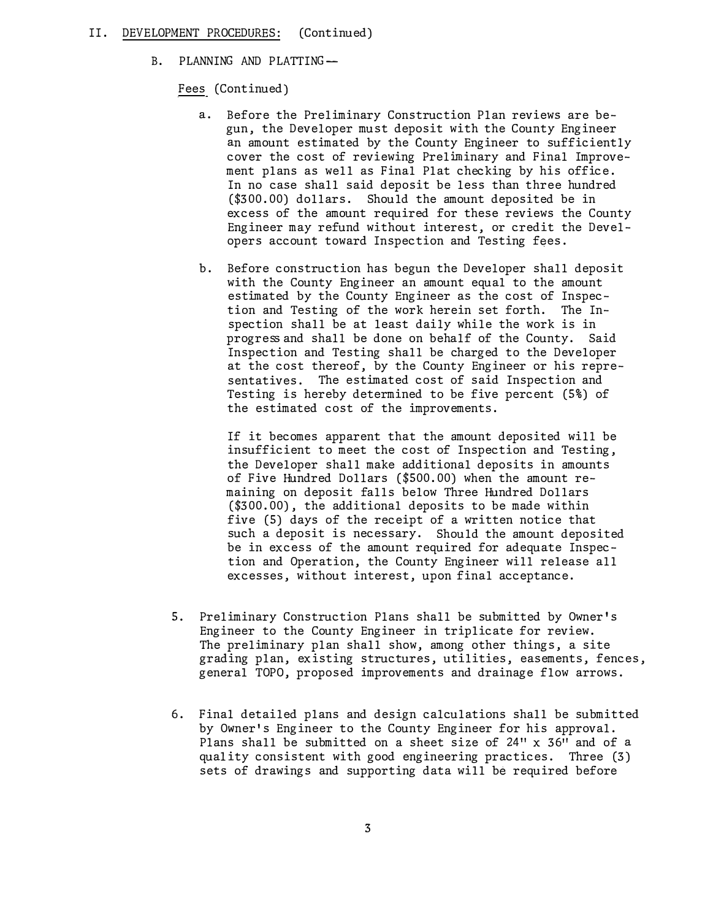## II. DEVELOPMENT PROCEDURES: (Continued)

### B. PLANNING AND PLATTING--

Fees (Continued)

a. Before the Preliminary Construction Plan reviews are begun, the Developer must deposit with the County Engineer an amount estimated by the County Engineer to sufficiently cover the cost of reviewing Preliminary and Final Improvement plans as well as Final Plat checking by his office. In no case shall said deposit be less than three hundred ($300.00) dollars. Should the amount deposited be in excess of the amount required for these reviews the County Engineer may refund without interest, or credit the Developers account toward Inspection and Testing fees.

b. Before construction has begun the Developer shall deposit with the County Engineer an amount equal to the amount estimated by the County Engineer as the cost of Inspection and Testing of the work herein set forth. The Inspection shall be at least daily while the work is in progress and shall be done on behalf of the County. Said Inspection and Testing shall be charged to the Developer at the cost thereof, by the County Engineer or his representatives. The estimated cost of said Inspection and Testing is hereby determined to be five percent (5%) of the estimated cost of the improvements.

   If it becomes apparent that the amount deposited will be insufficient to meet the cost of Inspection and Testing, the Developer shall make additional deposits in amounts of Five Hundred Dollars ($500.00) when the amount remaining on deposit falls below Three Hundred Dollars ($300.00), the additional deposits to be made within five (5) days of the receipt of a written notice that such a deposit is necessary. Should the amount deposited be in excess of the amount required for adequate Inspection and Operation, the County Engineer will release all excesses, without interest, upon final acceptance.

5. Preliminary Construction Plans shall be submitted by Owner's Engineer to the County Engineer in triplicate for review. The preliminary plan shall show, among other things, a site grading plan, existing structures, utilities, easements, fences, general TOPO, proposed improvements and drainage flow arrows.

6. Final detailed plans and design calculations shall be submitted by Owner's Engineer to the County Engineer for his approval. Plans shall be submitted on a sheet size of 24" x 36" and of a quality consistent with good engineering practices. Three (3) sets of drawings and supporting data will be required before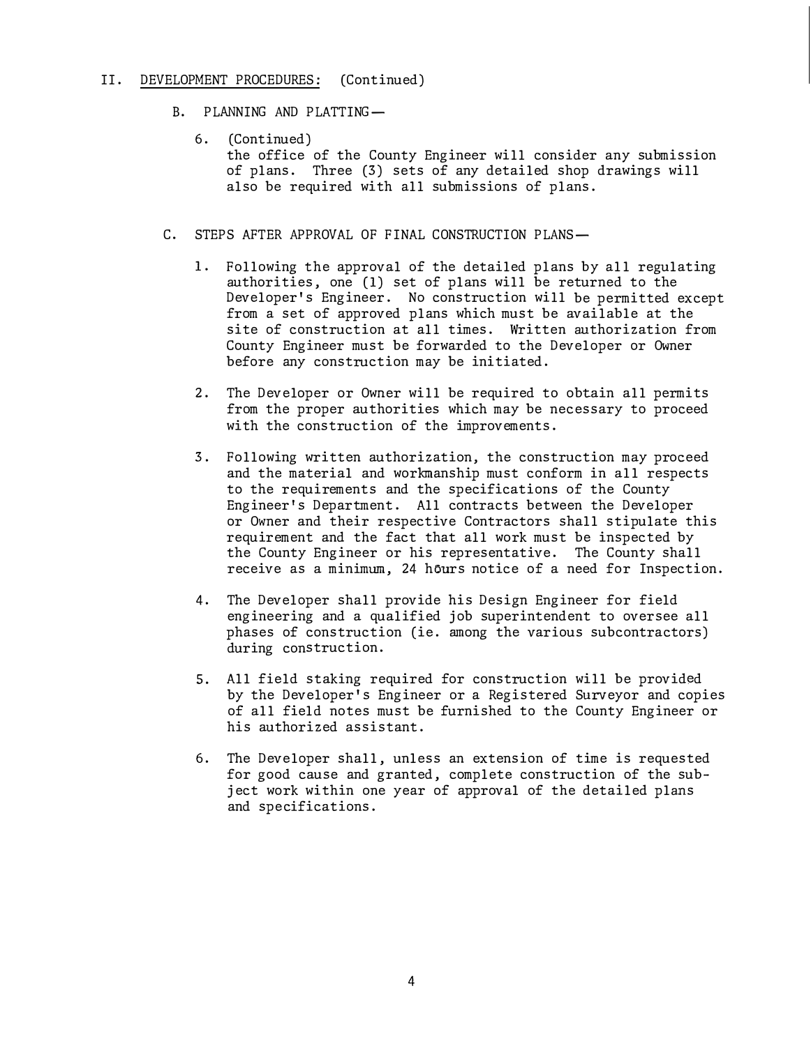## II. DEVELOPMENT PROCEDURES: (Continued)

### B. PLANNING AND PLATTING—

6. (Continued)
   the office of the County Engineer will consider any submission of plans. Three (3) sets of any detailed shop drawings will also be required with all submissions of plans.

### C. STEPS AFTER APPROVAL OF FINAL CONSTRUCTION PLANS—

1. Following the approval of the detailed plans by all regulating authorities, one (1) set of plans will be returned to the Developer's Engineer. No construction will be permitted except from a set of approved plans which must be available at the site of construction at all times. Written authorization from County Engineer must be forwarded to the Developer or Owner before any construction may be initiated.

2. The Developer or Owner will be required to obtain all permits from the proper authorities which may be necessary to proceed with the construction of the improvements.

3. Following written authorization, the construction may proceed and the material and workmanship must conform in all respects to the requirements and the specifications of the County Engineer's Department. All contracts between the Developer or Owner and their respective Contractors shall stipulate this requirement and the fact that all work must be inspected by the County Engineer or his representative. The County shall receive as a minimum, 24 hours notice of a need for Inspection.

4. The Developer shall provide his Design Engineer for field engineering and a qualified job superintendent to oversee all phases of construction (ie. among the various subcontractors) during construction.

5. All field staking required for construction will be provided by the Developer's Engineer or a Registered Surveyor and copies of all field notes must be furnished to the County Engineer or his authorized assistant.

6. The Developer shall, unless an extension of time is requested for good cause and granted, complete construction of the subject work within one year of approval of the detailed plans and specifications.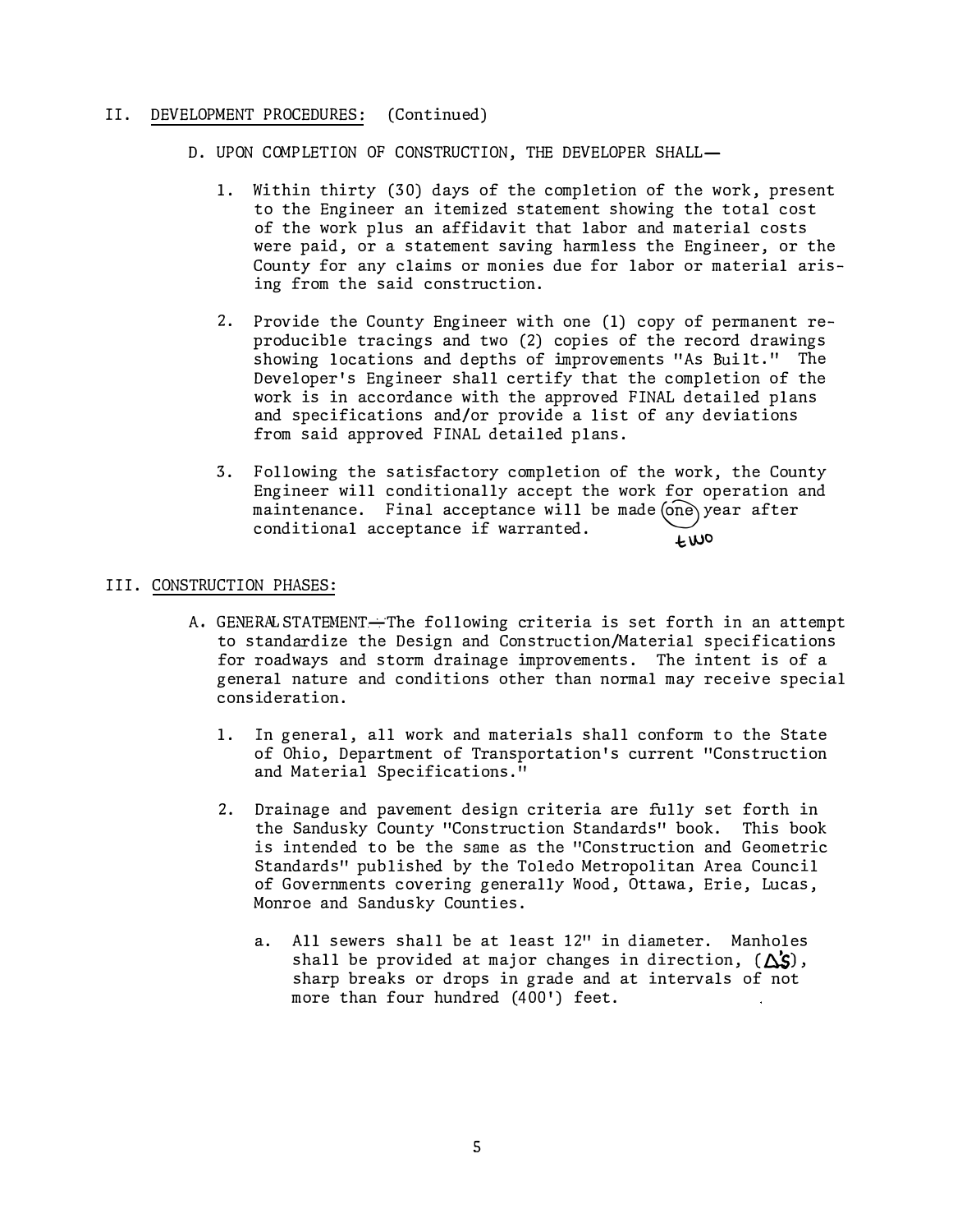## II. DEVELOPMENT PROCEDURES: (Continued)

D. UPON COMPLETION OF CONSTRUCTION, THE DEVELOPER SHALL—

1. Within thirty (30) days of the completion of the work, present to the Engineer an itemized statement showing the total cost of the work plus an affidavit that labor and material costs were paid, or a statement saving harmless the Engineer, or the County for any claims or monies due for labor or material arising from the said construction.

2. Provide the County Engineer with one (1) copy of permanent reproducible tracings and two (2) copies of the record drawings showing locations and depths of improvements "As Built." The Developer's Engineer shall certify that the completion of the work is in accordance with the approved FINAL detailed plans and specifications and/or provide a list of any deviations from said approved FINAL detailed plans.

3. Following the satisfactory completion of the work, the County Engineer will conditionally accept the work for operation and maintenance. Final acceptance will be made one year after conditional acceptance if warranted. two

## III. CONSTRUCTION PHASES:

A. GENERAL STATEMENT—The following criteria is set forth in an attempt to standardize the Design and Construction/Material specifications for roadways and storm drainage improvements. The intent is of a general nature and conditions other than normal may receive special consideration.

1. In general, all work and materials shall conform to the State of Ohio, Department of Transportation's current "Construction and Material Specifications."

2. Drainage and pavement design criteria are fully set forth in the Sandusky County "Construction Standards" book. This book is intended to be the same as the "Construction and Geometric Standards" published by the Toledo Metropolitan Area Council of Governments covering generally Wood, Ottawa, Erie, Lucas, Monroe and Sandusky Counties.

   a. All sewers shall be at least 12" in diameter. Manholes shall be provided at major changes in direction, ($\Delta$'s), sharp breaks or drops in grade and at intervals of not more than four hundred (400') feet.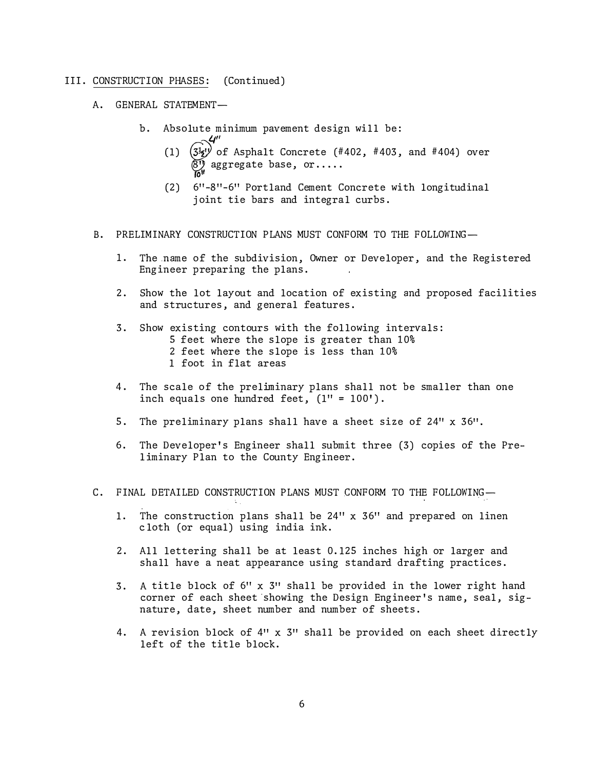III. CONSTRUCTION PHASES: (Continued)

A. GENERAL STATEMENT—

b. Absolute minimum pavement design will be:

(1) 3½" (4") of Asphalt Concrete (#402, #403, and #404) over 8" (10") aggregate base, or.....

(2) 6"-8"-6" Portland Cement Concrete with longitudinal joint tie bars and integral curbs.

B. PRELIMINARY CONSTRUCTION PLANS MUST CONFORM TO THE FOLLOWING—

1. The name of the subdivision, Owner or Developer, and the Registered Engineer preparing the plans.

2. Show the lot layout and location of existing and proposed facilities and structures, and general features.

3. Show existing contours with the following intervals:
   - 5 feet where the slope is greater than 10%
   - 2 feet where the slope is less than 10%
   - 1 foot in flat areas

4. The scale of the preliminary plans shall not be smaller than one inch equals one hundred feet, (1" = 100').

5. The preliminary plans shall have a sheet size of 24" x 36".

6. The Developer's Engineer shall submit three (3) copies of the Preliminary Plan to the County Engineer.

C. FINAL DETAILED CONSTRUCTION PLANS MUST CONFORM TO THE FOLLOWING—

1. The construction plans shall be 24" x 36" and prepared on linen cloth (or equal) using india ink.

2. All lettering shall be at least 0.125 inches high or larger and shall have a neat appearance using standard drafting practices.

3. A title block of 6" x 3" shall be provided in the lower right hand corner of each sheet showing the Design Engineer's name, seal, signature, date, sheet number and number of sheets.

4. A revision block of 4" x 3" shall be provided on each sheet directly left of the title block.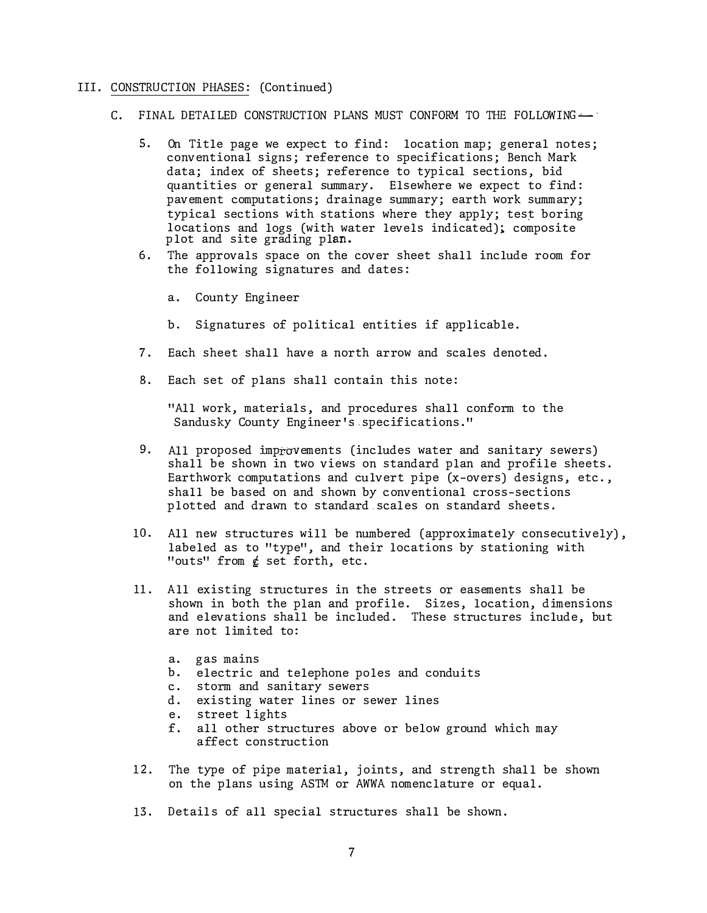## III. CONSTRUCTION PHASES: (Continued)

C. FINAL DETAILED CONSTRUCTION PLANS MUST CONFORM TO THE FOLLOWING--

5. On Title page we expect to find: location map; general notes; conventional signs; reference to specifications; Bench Mark data; index of sheets; reference to typical sections, bid quantities or general summary. Elsewhere we expect to find: pavement computations; drainage summary; earth work summary; typical sections with stations where they apply; test boring locations and logs (with water levels indicated); composite plot and site grading plan.

6. The approvals space on the cover sheet shall include room for the following signatures and dates:

   a. County Engineer

   b. Signatures of political entities if applicable.

7. Each sheet shall have a north arrow and scales denoted.

8. Each set of plans shall contain this note:

   "All work, materials, and procedures shall conform to the Sandusky County Engineer's specifications."

9. All proposed improvements (includes water and sanitary sewers) shall be shown in two views on standard plan and profile sheets. Earthwork computations and culvert pipe (x-overs) designs, etc., shall be based on and shown by conventional cross-sections plotted and drawn to standard scales on standard sheets.

10. All new structures will be numbered (approximately consecutively), labeled as to "type", and their locations by stationing with "outs" from ℄ set forth, etc.

11. All existing structures in the streets or easements shall be shown in both the plan and profile. Sizes, location, dimensions and elevations shall be included. These structures include, but are not limited to:

    a. gas mains
    b. electric and telephone poles and conduits
    c. storm and sanitary sewers
    d. existing water lines or sewer lines
    e. street lights
    f. all other structures above or below ground which may affect construction

12. The type of pipe material, joints, and strength shall be shown on the plans using ASTM or AWWA nomenclature or equal.

13. Details of all special structures shall be shown.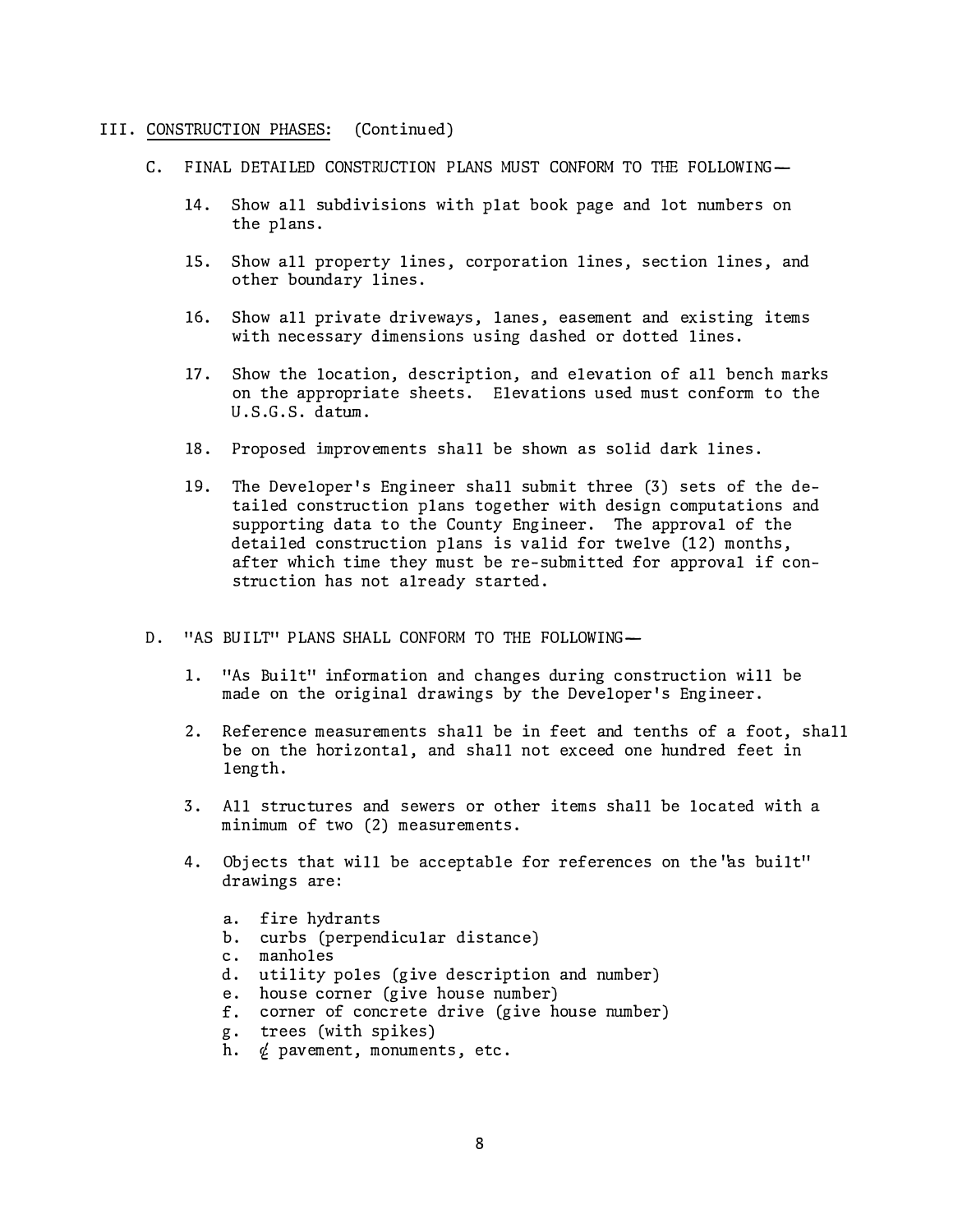## III. CONSTRUCTION PHASES: (Continued)

### C. FINAL DETAILED CONSTRUCTION PLANS MUST CONFORM TO THE FOLLOWING—

14. Show all subdivisions with plat book page and lot numbers on the plans.

15. Show all property lines, corporation lines, section lines, and other boundary lines.

16. Show all private driveways, lanes, easement and existing items with necessary dimensions using dashed or dotted lines.

17. Show the location, description, and elevation of all bench marks on the appropriate sheets. Elevations used must conform to the U.S.G.S. datum.

18. Proposed improvements shall be shown as solid dark lines.

19. The Developer's Engineer shall submit three (3) sets of the detailed construction plans together with design computations and supporting data to the County Engineer. The approval of the detailed construction plans is valid for twelve (12) months, after which time they must be re-submitted for approval if construction has not already started.

### D. "AS BUILT" PLANS SHALL CONFORM TO THE FOLLOWING—

1. "As Built" information and changes during construction will be made on the original drawings by the Developer's Engineer.

2. Reference measurements shall be in feet and tenths of a foot, shall be on the horizontal, and shall not exceed one hundred feet in length.

3. All structures and sewers or other items shall be located with a minimum of two (2) measurements.

4. Objects that will be acceptable for references on the "as built" drawings are:

   a. fire hydrants
   b. curbs (perpendicular distance)
   c. manholes
   d. utility poles (give description and number)
   e. house corner (give house number)
   f. corner of concrete drive (give house number)
   g. trees (with spikes)
   h. ℄ pavement, monuments, etc.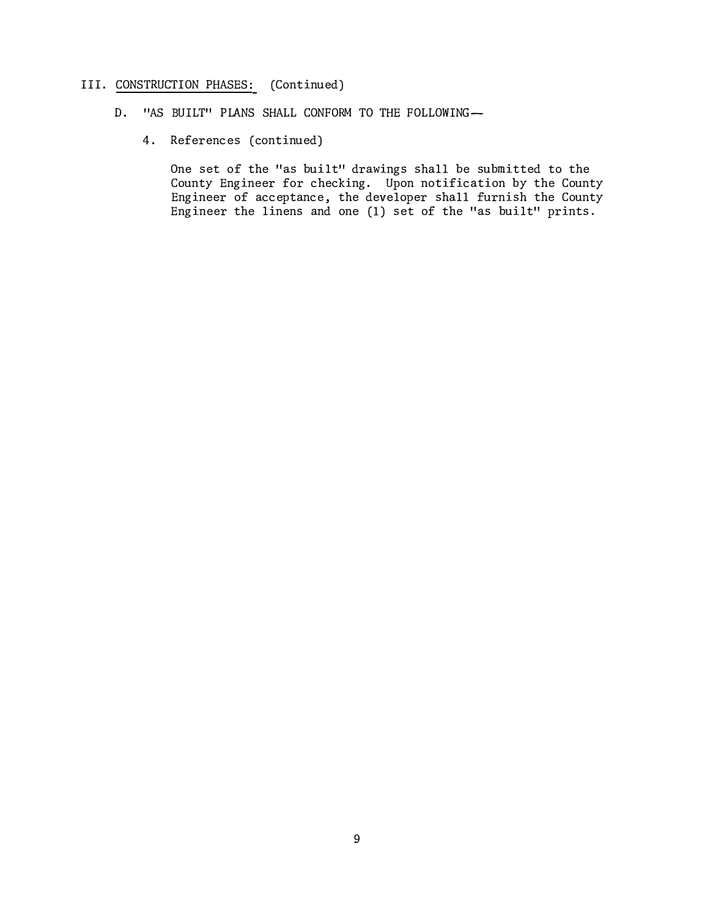III. <u>CONSTRUCTION PHASES:</u> (Continued)

D. "AS BUILT" PLANS SHALL CONFORM TO THE FOLLOWING—

4. References (continued)

One set of the "as built" drawings shall be submitted to the County Engineer for checking. Upon notification by the County Engineer of acceptance, the developer shall furnish the County Engineer the linens and one (1) set of the "as built" prints.